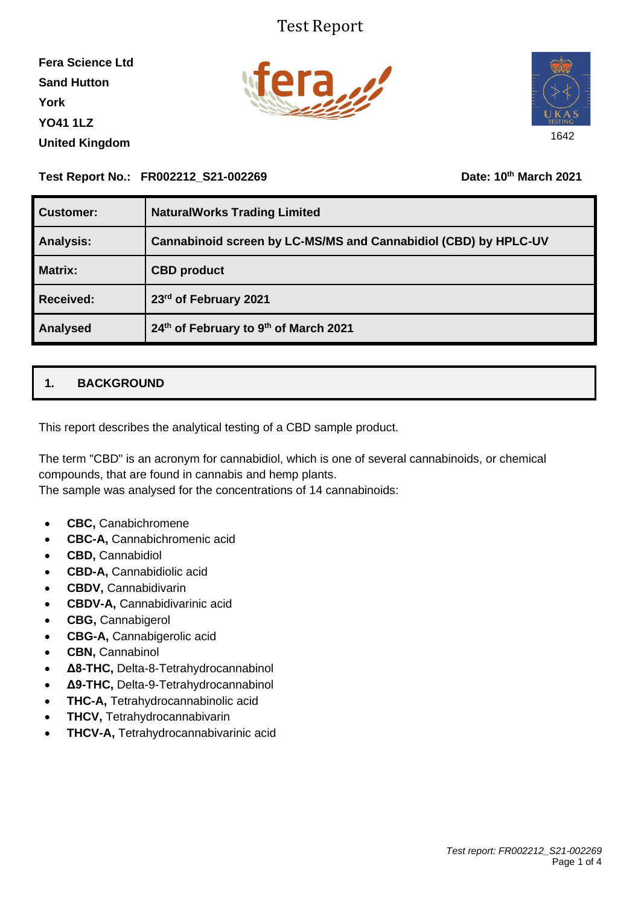# Test Report

**Fera Science Ltd**
**Sand Hutton**
**York**
**YO41 1LZ**
**United Kingdom**

1642

**Test Report No.: FR002212_S21-002269** **Date: 10th March 2021**

| | |
|---|---|
| **Customer:** | **NaturalWorks Trading Limited** |
| **Analysis:** | **Cannabinoid screen by LC-MS/MS and Cannabidiol (CBD) by HPLC-UV** |
| **Matrix:** | **CBD product** |
| **Received:** | **23rd of February 2021** |
| **Analysed** | **24th of February to 9th of March 2021** |

## 1. BACKGROUND

This report describes the analytical testing of a CBD sample product.

The term "CBD" is an acronym for cannabidiol, which is one of several cannabinoids, or chemical compounds, that are found in cannabis and hemp plants.
The sample was analysed for the concentrations of 14 cannabinoids:

- **CBC,** Canabichromene
- **CBC-A,** Cannabichromenic acid
- **CBD,** Cannabidiol
- **CBD-A,** Cannabidiolic acid
- **CBDV,** Cannabidivarin
- **CBDV-A,** Cannabidivarinic acid
- **CBG,** Cannabigerol
- **CBG-A,** Cannabigerolic acid
- **CBN,** Cannabinol
- **Δ8-THC,** Delta-8-Tetrahydrocannabinol
- **Δ9-THC,** Delta-9-Tetrahydrocannabinol
- **THC-A,** Tetrahydrocannabinolic acid
- **THCV,** Tetrahydrocannabivarin
- **THCV-A,** Tetrahydrocannabivarinic acid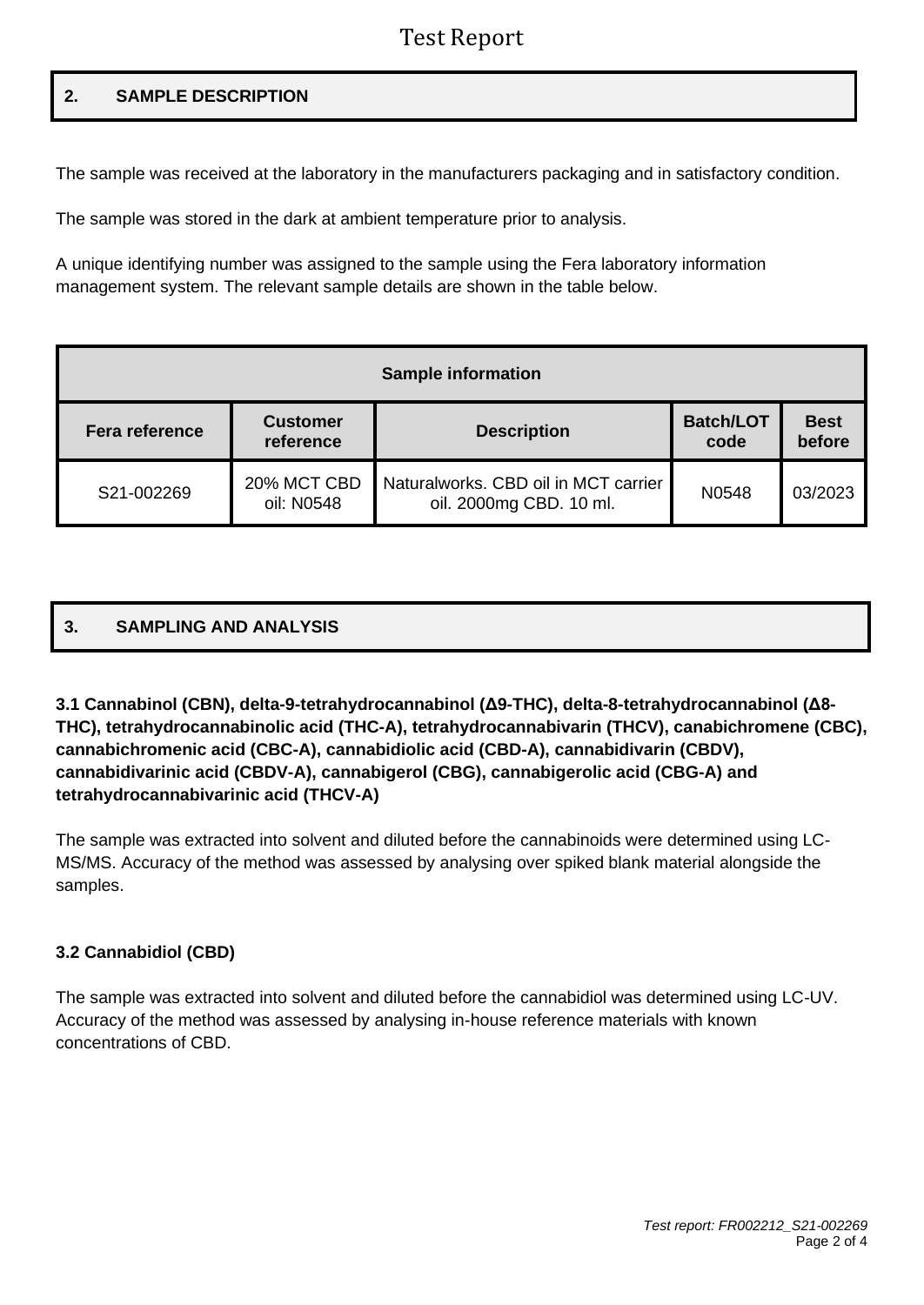## 2. SAMPLE DESCRIPTION

The sample was received at the laboratory in the manufacturers packaging and in satisfactory condition.

The sample was stored in the dark at ambient temperature prior to analysis.

A unique identifying number was assigned to the sample using the Fera laboratory information management system. The relevant sample details are shown in the table below.

| Sample information | | | | |
|---|---|---|---|---|
| **Fera reference** | **Customer reference** | **Description** | **Batch/LOT code** | **Best before** |
| S21-002269 | 20% MCT CBD oil: N0548 | Naturalworks. CBD oil in MCT carrier oil. 2000mg CBD. 10 ml. | N0548 | 03/2023 |

## 3. SAMPLING AND ANALYSIS

**3.1 Cannabinol (CBN), delta-9-tetrahydrocannabinol (Δ9-THC), delta-8-tetrahydrocannabinol (Δ8-THC), tetrahydrocannabinolic acid (THC-A), tetrahydrocannabivarin (THCV), canabichromene (CBC), cannabichromenic acid (CBC-A), cannabidiolic acid (CBD-A), cannabidivarin (CBDV), cannabidivarinic acid (CBDV-A), cannabigerol (CBG), cannabigerolic acid (CBG-A) and tetrahydrocannabivarinic acid (THCV-A)**

The sample was extracted into solvent and diluted before the cannabinoids were determined using LC-MS/MS. Accuracy of the method was assessed by analysing over spiked blank material alongside the samples.

**3.2 Cannabidiol (CBD)**

The sample was extracted into solvent and diluted before the cannabidiol was determined using LC-UV. Accuracy of the method was assessed by analysing in-house reference materials with known concentrations of CBD.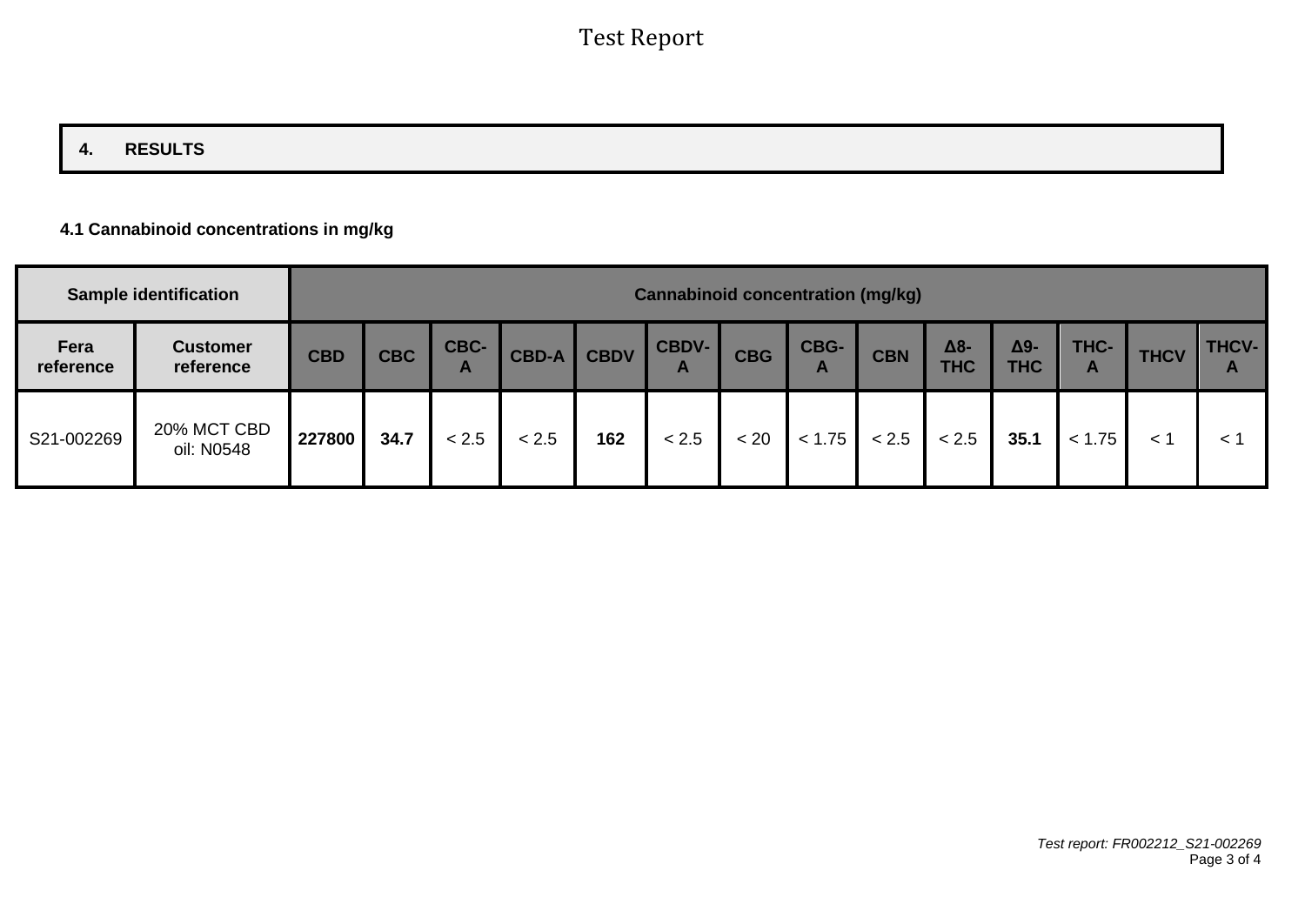## 4. RESULTS

### 4.1 Cannabinoid concentrations in mg/kg

| Sample identification | | Cannabinoid concentration (mg/kg) | | | | | | | | | | | | | |
|---|---|---|---|---|---|---|---|---|---|---|---|---|---|---|---|
| Fera reference | Customer reference | CBD | CBC | CBC-A | CBD-A | CBDV | CBDV-A | CBG | CBG-A | CBN | Δ8-THC | Δ9-THC | THC-A | THCV | THCV-A |
| S21-002269 | 20% MCT CBD oil: N0548 | **227800** | **34.7** | < 2.5 | < 2.5 | **162** | < 2.5 | < 20 | < 1.75 | < 2.5 | < 2.5 | **35.1** | < 1.75 | < 1 | < 1 |

*Test report: FR002212_S21-002269*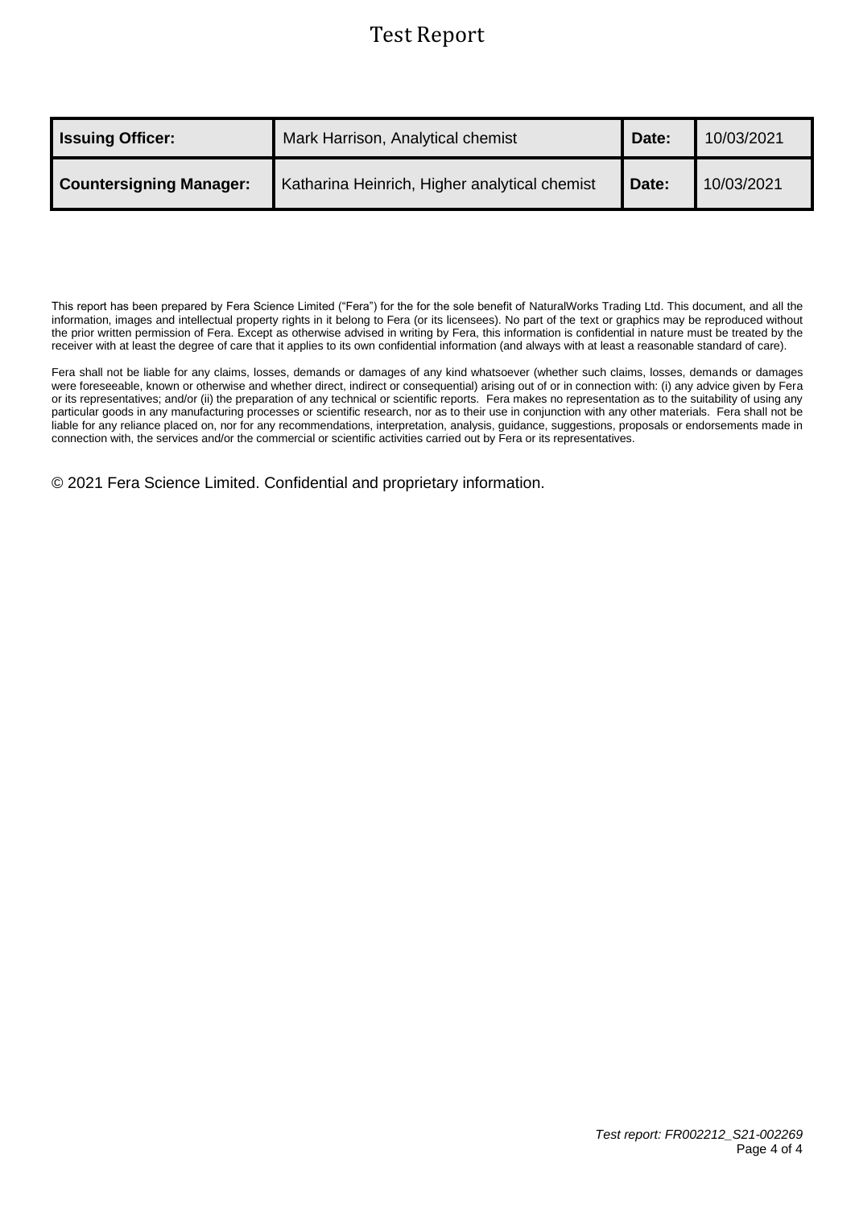| | | | |
|---|---|---|---|
| **Issuing Officer:** | Mark Harrison, Analytical chemist | **Date:** | 10/03/2021 |
| **Countersigning Manager:** | Katharina Heinrich, Higher analytical chemist | **Date:** | 10/03/2021 |

This report has been prepared by Fera Science Limited ("Fera") for the for the sole benefit of NaturalWorks Trading Ltd. This document, and all the information, images and intellectual property rights in it belong to Fera (or its licensees). No part of the text or graphics may be reproduced without the prior written permission of Fera. Except as otherwise advised in writing by Fera, this information is confidential in nature must be treated by the receiver with at least the degree of care that it applies to its own confidential information (and always with at least a reasonable standard of care).

Fera shall not be liable for any claims, losses, demands or damages of any kind whatsoever (whether such claims, losses, demands or damages were foreseeable, known or otherwise and whether direct, indirect or consequential) arising out of or in connection with: (i) any advice given by Fera or its representatives; and/or (ii) the preparation of any technical or scientific reports. Fera makes no representation as to the suitability of using any particular goods in any manufacturing processes or scientific research, nor as to their use in conjunction with any other materials. Fera shall not be liable for any reliance placed on, nor for any recommendations, interpretation, analysis, guidance, suggestions, proposals or endorsements made in connection with, the services and/or the commercial or scientific activities carried out by Fera or its representatives.

© 2021 Fera Science Limited. Confidential and proprietary information.